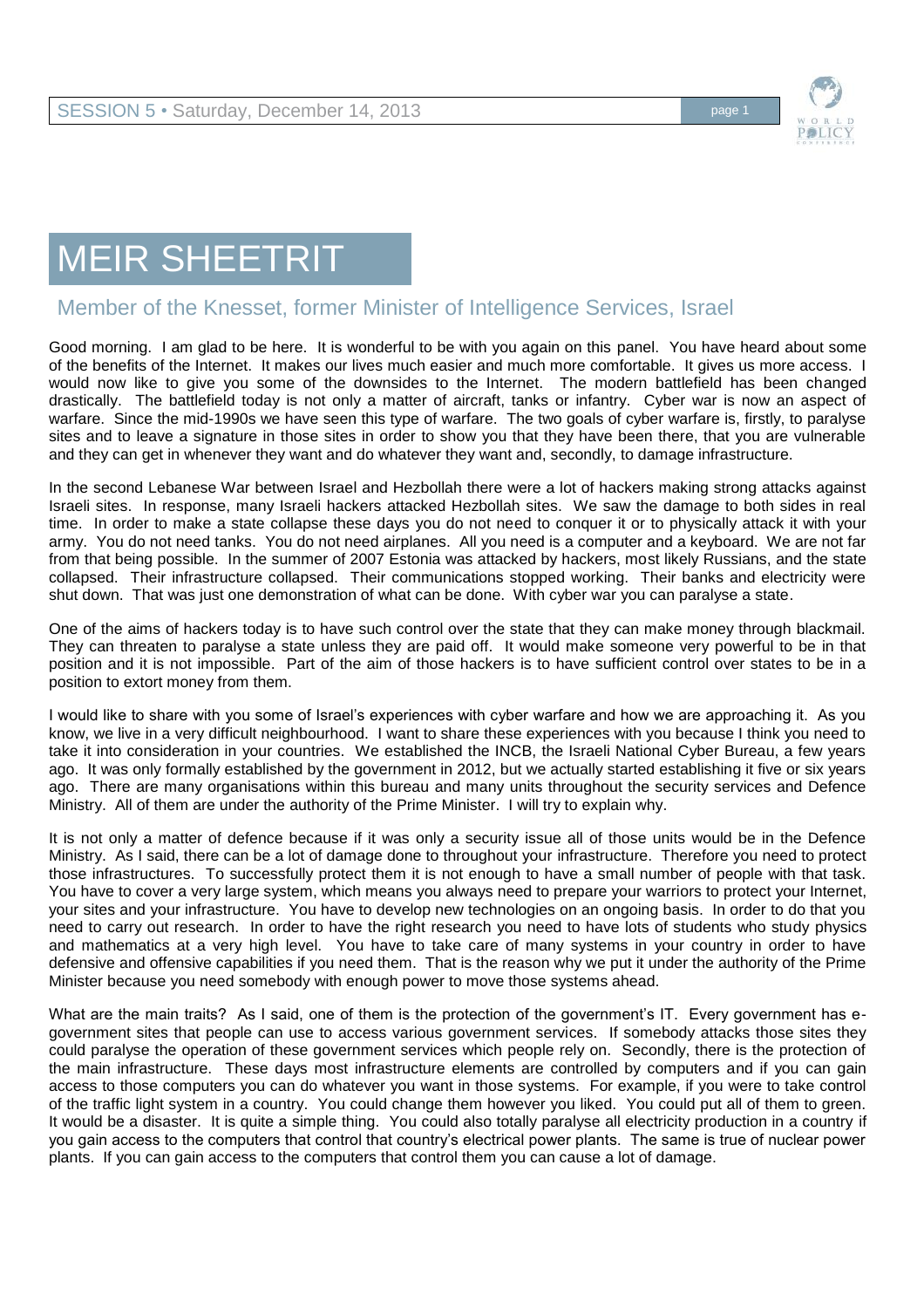# MEIR SHEETRIT

## Member of the Knesset, former Minister of Intelligence Services, Israel

Good morning. I am glad to be here. It is wonderful to be with you again on this panel. You have heard about some of the benefits of the Internet. It makes our lives much easier and much more comfortable. It gives us more access. I would now like to give you some of the downsides to the Internet. The modern battlefield has been changed drastically. The battlefield today is not only a matter of aircraft, tanks or infantry. Cyber war is now an aspect of warfare. Since the mid-1990s we have seen this type of warfare. The two goals of cyber warfare is, firstly, to paralyse sites and to leave a signature in those sites in order to show you that they have been there, that you are vulnerable and they can get in whenever they want and do whatever they want and, secondly, to damage infrastructure.

In the second Lebanese War between Israel and Hezbollah there were a lot of hackers making strong attacks against Israeli sites. In response, many Israeli hackers attacked Hezbollah sites. We saw the damage to both sides in real time. In order to make a state collapse these days you do not need to conquer it or to physically attack it with your army. You do not need tanks. You do not need airplanes. All you need is a computer and a keyboard. We are not far from that being possible. In the summer of 2007 Estonia was attacked by hackers, most likely Russians, and the state collapsed. Their infrastructure collapsed. Their communications stopped working. Their banks and electricity were shut down. That was just one demonstration of what can be done. With cyber war you can paralyse a state.

One of the aims of hackers today is to have such control over the state that they can make money through blackmail. They can threaten to paralyse a state unless they are paid off. It would make someone very powerful to be in that position and it is not impossible. Part of the aim of those hackers is to have sufficient control over states to be in a position to extort money from them.

I would like to share with you some of Israel's experiences with cyber warfare and how we are approaching it. As you know, we live in a very difficult neighbourhood. I want to share these experiences with you because I think you need to take it into consideration in your countries. We established the INCB, the Israeli National Cyber Bureau, a few years ago. It was only formally established by the government in 2012, but we actually started establishing it five or six years ago. There are many organisations within this bureau and many units throughout the security services and Defence Ministry. All of them are under the authority of the Prime Minister. I will try to explain why.

It is not only a matter of defence because if it was only a security issue all of those units would be in the Defence Ministry. As I said, there can be a lot of damage done to throughout your infrastructure. Therefore you need to protect those infrastructures. To successfully protect them it is not enough to have a small number of people with that task. You have to cover a very large system, which means you always need to prepare your warriors to protect your Internet, your sites and your infrastructure. You have to develop new technologies on an ongoing basis. In order to do that you need to carry out research. In order to have the right research you need to have lots of students who study physics and mathematics at a very high level. You have to take care of many systems in your country in order to have defensive and offensive capabilities if you need them. That is the reason why we put it under the authority of the Prime Minister because you need somebody with enough power to move those systems ahead.

What are the main traits? As I said, one of them is the protection of the government's IT. Every government has e-government sites that people can use to access various government services. If somebody attacks those sites they could paralyse the operation of these government services which people rely on. Secondly, there is the protection of the main infrastructure. These days most infrastructure elements are controlled by computers and if you can gain access to those computers you can do whatever you want in those systems. For example, if you were to take control of the traffic light system in a country. You could change them however you liked. You could put all of them to green. It would be a disaster. It is quite a simple thing. You could also totally paralyse all electricity production in a country if you gain access to the computers that control that country's electrical power plants. The same is true of nuclear power plants. If you can gain access to the computers that control them you can cause a lot of damage.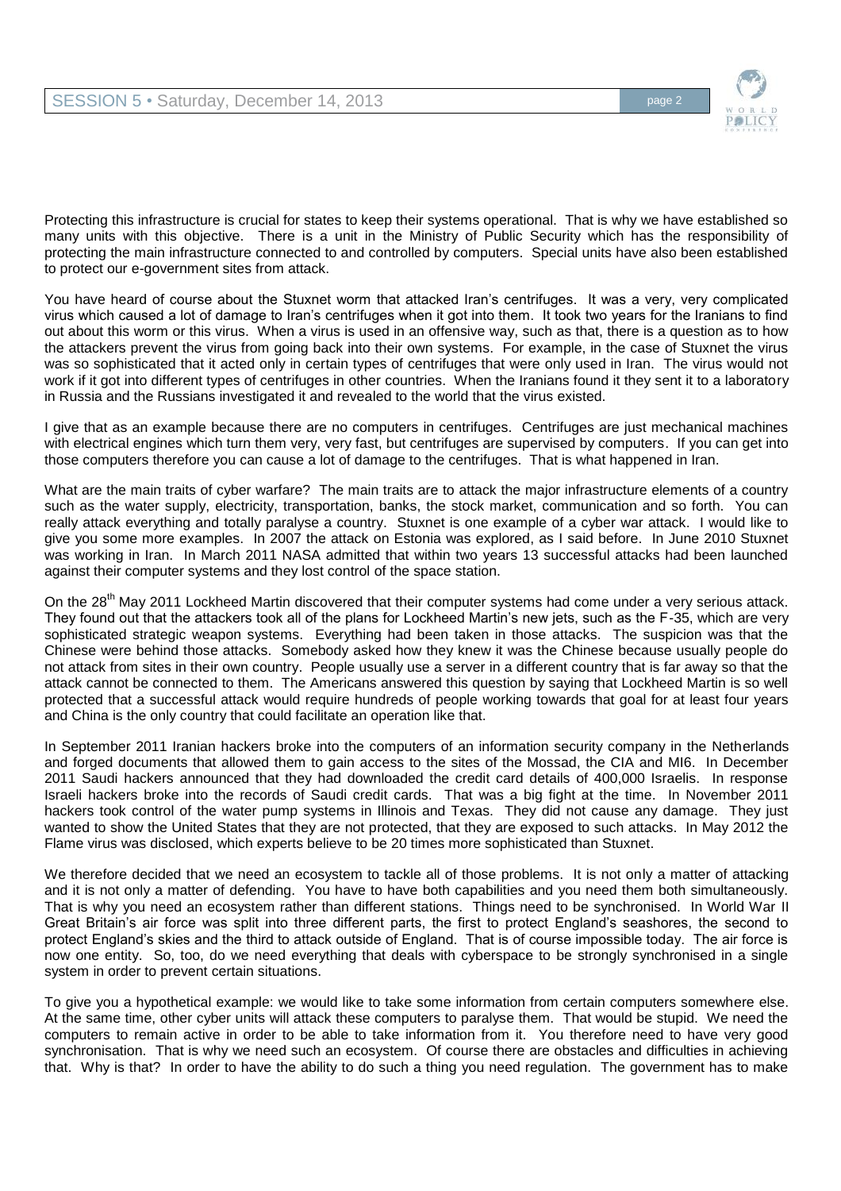Protecting this infrastructure is crucial for states to keep their systems operational. That is why we have established so many units with this objective. There is a unit in the Ministry of Public Security which has the responsibility of protecting the main infrastructure connected to and controlled by computers. Special units have also been established to protect our e-government sites from attack.

You have heard of course about the Stuxnet worm that attacked Iran's centrifuges. It was a very, very complicated virus which caused a lot of damage to Iran's centrifuges when it got into them. It took two years for the Iranians to find out about this worm or this virus. When a virus is used in an offensive way, such as that, there is a question as to how the attackers prevent the virus from going back into their own systems. For example, in the case of Stuxnet the virus was so sophisticated that it acted only in certain types of centrifuges that were only used in Iran. The virus would not work if it got into different types of centrifuges in other countries. When the Iranians found it they sent it to a laboratory in Russia and the Russians investigated it and revealed to the world that the virus existed.

I give that as an example because there are no computers in centrifuges. Centrifuges are just mechanical machines with electrical engines which turn them very, very fast, but centrifuges are supervised by computers. If you can get into those computers therefore you can cause a lot of damage to the centrifuges. That is what happened in Iran.

What are the main traits of cyber warfare? The main traits are to attack the major infrastructure elements of a country such as the water supply, electricity, transportation, banks, the stock market, communication and so forth. You can really attack everything and totally paralyse a country. Stuxnet is one example of a cyber war attack. I would like to give you some more examples. In 2007 the attack on Estonia was explored, as I said before. In June 2010 Stuxnet was working in Iran. In March 2011 NASA admitted that within two years 13 successful attacks had been launched against their computer systems and they lost control of the space station.

On the 28th May 2011 Lockheed Martin discovered that their computer systems had come under a very serious attack. They found out that the attackers took all of the plans for Lockheed Martin's new jets, such as the F-35, which are very sophisticated strategic weapon systems. Everything had been taken in those attacks. The suspicion was that the Chinese were behind those attacks. Somebody asked how they knew it was the Chinese because usually people do not attack from sites in their own country. People usually use a server in a different country that is far away so that the attack cannot be connected to them. The Americans answered this question by saying that Lockheed Martin is so well protected that a successful attack would require hundreds of people working towards that goal for at least four years and China is the only country that could facilitate an operation like that.

In September 2011 Iranian hackers broke into the computers of an information security company in the Netherlands and forged documents that allowed them to gain access to the sites of the Mossad, the CIA and MI6. In December 2011 Saudi hackers announced that they had downloaded the credit card details of 400,000 Israelis. In response Israeli hackers broke into the records of Saudi credit cards. That was a big fight at the time. In November 2011 hackers took control of the water pump systems in Illinois and Texas. They did not cause any damage. They just wanted to show the United States that they are not protected, that they are exposed to such attacks. In May 2012 the Flame virus was disclosed, which experts believe to be 20 times more sophisticated than Stuxnet.

We therefore decided that we need an ecosystem to tackle all of those problems. It is not only a matter of attacking and it is not only a matter of defending. You have to have both capabilities and you need them both simultaneously. That is why you need an ecosystem rather than different stations. Things need to be synchronised. In World War II Great Britain's air force was split into three different parts, the first to protect England's seashores, the second to protect England's skies and the third to attack outside of England. That is of course impossible today. The air force is now one entity. So, too, do we need everything that deals with cyberspace to be strongly synchronised in a single system in order to prevent certain situations.

To give you a hypothetical example: we would like to take some information from certain computers somewhere else. At the same time, other cyber units will attack these computers to paralyse them. That would be stupid. We need the computers to remain active in order to be able to take information from it. You therefore need to have very good synchronisation. That is why we need such an ecosystem. Of course there are obstacles and difficulties in achieving that. Why is that? In order to have the ability to do such a thing you need regulation. The government has to make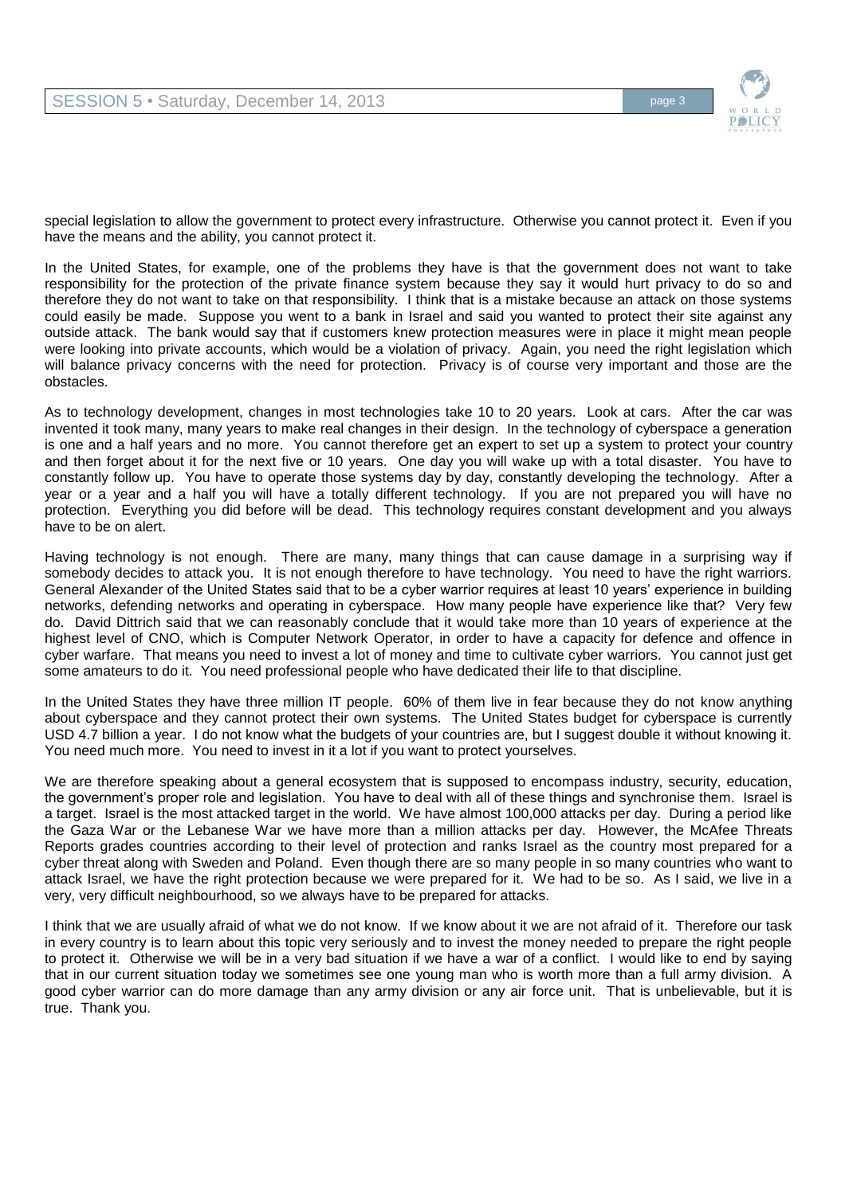special legislation to allow the government to protect every infrastructure. Otherwise you cannot protect it. Even if you have the means and the ability, you cannot protect it.

In the United States, for example, one of the problems they have is that the government does not want to take responsibility for the protection of the private finance system because they say it would hurt privacy to do so and therefore they do not want to take on that responsibility. I think that is a mistake because an attack on those systems could easily be made. Suppose you went to a bank in Israel and said you wanted to protect their site against any outside attack. The bank would say that if customers knew protection measures were in place it might mean people were looking into private accounts, which would be a violation of privacy. Again, you need the right legislation which will balance privacy concerns with the need for protection. Privacy is of course very important and those are the obstacles.

As to technology development, changes in most technologies take 10 to 20 years. Look at cars. After the car was invented it took many, many years to make real changes in their design. In the technology of cyberspace a generation is one and a half years and no more. You cannot therefore get an expert to set up a system to protect your country and then forget about it for the next five or 10 years. One day you will wake up with a total disaster. You have to constantly follow up. You have to operate those systems day by day, constantly developing the technology. After a year or a year and a half you will have a totally different technology. If you are not prepared you will have no protection. Everything you did before will be dead. This technology requires constant development and you always have to be on alert.

Having technology is not enough. There are many, many things that can cause damage in a surprising way if somebody decides to attack you. It is not enough therefore to have technology. You need to have the right warriors. General Alexander of the United States said that to be a cyber warrior requires at least 10 years' experience in building networks, defending networks and operating in cyberspace. How many people have experience like that? Very few do. David Dittrich said that we can reasonably conclude that it would take more than 10 years of experience at the highest level of CNO, which is Computer Network Operator, in order to have a capacity for defence and offence in cyber warfare. That means you need to invest a lot of money and time to cultivate cyber warriors. You cannot just get some amateurs to do it. You need professional people who have dedicated their life to that discipline.

In the United States they have three million IT people. 60% of them live in fear because they do not know anything about cyberspace and they cannot protect their own systems. The United States budget for cyberspace is currently USD 4.7 billion a year. I do not know what the budgets of your countries are, but I suggest double it without knowing it. You need much more. You need to invest in it a lot if you want to protect yourselves.

We are therefore speaking about a general ecosystem that is supposed to encompass industry, security, education, the government's proper role and legislation. You have to deal with all of these things and synchronise them. Israel is a target. Israel is the most attacked target in the world. We have almost 100,000 attacks per day. During a period like the Gaza War or the Lebanese War we have more than a million attacks per day. However, the McAfee Threats Reports grades countries according to their level of protection and ranks Israel as the country most prepared for a cyber threat along with Sweden and Poland. Even though there are so many people in so many countries who want to attack Israel, we have the right protection because we were prepared for it. We had to be so. As I said, we live in a very, very difficult neighbourhood, so we always have to be prepared for attacks.

I think that we are usually afraid of what we do not know. If we know about it we are not afraid of it. Therefore our task in every country is to learn about this topic very seriously and to invest the money needed to prepare the right people to protect it. Otherwise we will be in a very bad situation if we have a war of a conflict. I would like to end by saying that in our current situation today we sometimes see one young man who is worth more than a full army division. A good cyber warrior can do more damage than any army division or any air force unit. That is unbelievable, but it is true. Thank you.